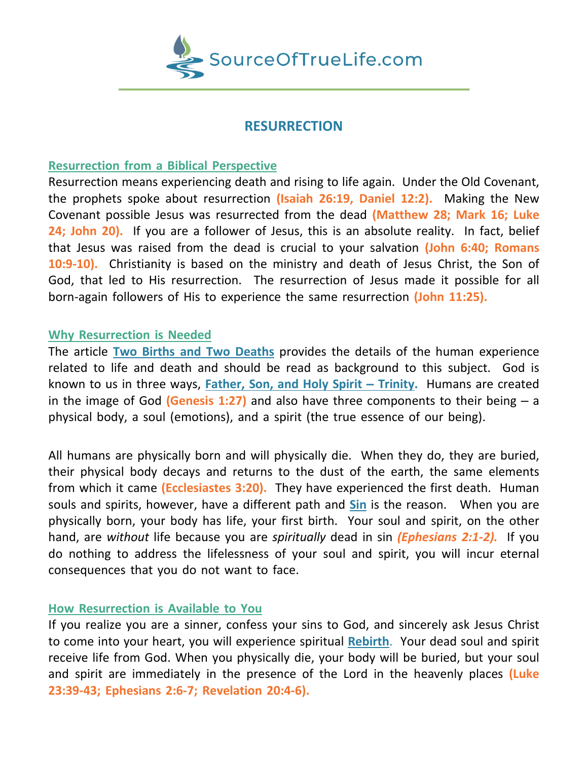SourceOfTrueLife.com

# RESURRECTION

## Resurrection from a Biblical Perspective

Resurrection means experiencing death and rising to life again. Under the Old Covenant, the prophets spoke about resurrection **(Isaiah 26:19, Daniel 12:2).** Making the New Covenant possible Jesus was resurrected from the dead **(Matthew 28; Mark 16; Luke 24; John 20).** If you are a follower of Jesus, this is an absolute reality. In fact, belief that Jesus was raised from the dead is crucial to your salvation **(John 6:40; Romans 10:9-10).** Christianity is based on the ministry and death of Jesus Christ, the Son of God, that led to His resurrection. The resurrection of Jesus made it possible for all born-again followers of His to experience the same resurrection **(John 11:25).**

## Why Resurrection is Needed

The article **Two Births and Two Deaths** provides the details of the human experience related to life and death and should be read as background to this subject. God is known to us in three ways, **Father, Son, and Holy Spirit – Trinity.** Humans are created in the image of God **(Genesis 1:27)** and also have three components to their being – a physical body, a soul (emotions), and a spirit (the true essence of our being).

All humans are physically born and will physically die. When they do, they are buried, their physical body decays and returns to the dust of the earth, the same elements from which it came **(Ecclesiastes 3:20).** They have experienced the first death. Human souls and spirits, however, have a different path and **Sin** is the reason. When you are physically born, your body has life, your first birth. Your soul and spirit, on the other hand, are *without* life because you are *spiritually* dead in sin ***(Ephesians 2:1-2).*** If you do nothing to address the lifelessness of your soul and spirit, you will incur eternal consequences that you do not want to face.

## How Resurrection is Available to You

If you realize you are a sinner, confess your sins to God, and sincerely ask Jesus Christ to come into your heart, you will experience spiritual **Rebirth**. Your dead soul and spirit receive life from God. When you physically die, your body will be buried, but your soul and spirit are immediately in the presence of the Lord in the heavenly places **(Luke 23:39-43; Ephesians 2:6-7; Revelation 20:4-6).**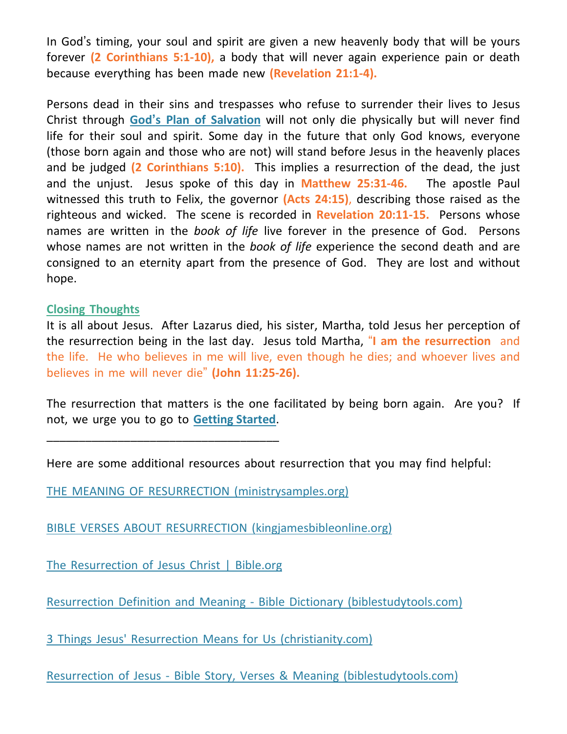In God's timing, your soul and spirit are given a new heavenly body that will be yours forever **(2 Corinthians 5:1-10),** a body that will never again experience pain or death because everything has been made new **(Revelation 21:1-4).**

Persons dead in their sins and trespasses who refuse to surrender their lives to Jesus Christ through **God's Plan of Salvation** will not only die physically but will never find life for their soul and spirit. Some day in the future that only God knows, everyone (those born again and those who are not) will stand before Jesus in the heavenly places and be judged **(2 Corinthians 5:10).** This implies a resurrection of the dead, the just and the unjust. Jesus spoke of this day in **Matthew 25:31-46.** The apostle Paul witnessed this truth to Felix, the governor **(Acts 24:15)**, describing those raised as the righteous and wicked. The scene is recorded in **Revelation 20:11-15.** Persons whose names are written in the *book of life* live forever in the presence of God. Persons whose names are not written in the *book of life* experience the second death and are consigned to an eternity apart from the presence of God. They are lost and without hope.

## Closing Thoughts

It is all about Jesus. After Lazarus died, his sister, Martha, told Jesus her perception of the resurrection being in the last day. Jesus told Martha, "**I am the resurrection** and the life. He who believes in me will live, even though he dies; and whoever lives and believes in me will never die" **(John 11:25-26).**

The resurrection that matters is the one facilitated by being born again. Are you? If not, we urge you to go to **Getting Started**.

___________________________________

Here are some additional resources about resurrection that you may find helpful:

THE MEANING OF RESURRECTION (ministrysamples.org)

BIBLE VERSES ABOUT RESURRECTION (kingjamesbibleonline.org)

The Resurrection of Jesus Christ | Bible.org

Resurrection Definition and Meaning - Bible Dictionary (biblestudytools.com)

3 Things Jesus' Resurrection Means for Us (christianity.com)

Resurrection of Jesus - Bible Story, Verses & Meaning (biblestudytools.com)